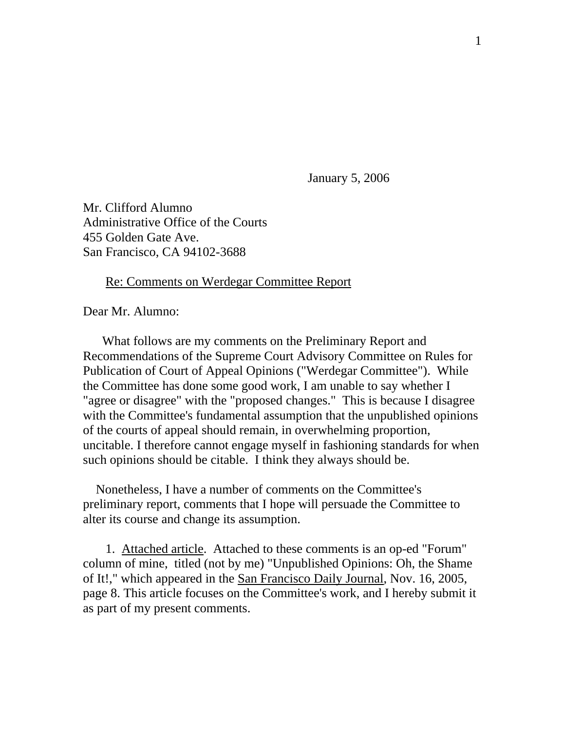January 5, 2006

Mr. Clifford Alumno
Administrative Office of the Courts
455 Golden Gate Ave.
San Francisco, CA 94102-3688

<u>Re: Comments on Werdegar Committee Report</u>

Dear Mr. Alumno:

What follows are my comments on the Preliminary Report and Recommendations of the Supreme Court Advisory Committee on Rules for Publication of Court of Appeal Opinions ("Werdegar Committee"). While the Committee has done some good work, I am unable to say whether I "agree or disagree" with the "proposed changes." This is because I disagree with the Committee's fundamental assumption that the unpublished opinions of the courts of appeal should remain, in overwhelming proportion, uncitable. I therefore cannot engage myself in fashioning standards for when such opinions should be citable. I think they always should be.

Nonetheless, I have a number of comments on the Committee's preliminary report, comments that I hope will persuade the Committee to alter its course and change its assumption.

1. <u>Attached article</u>. Attached to these comments is an op-ed "Forum" column of mine, titled (not by me) "Unpublished Opinions: Oh, the Shame of It!," which appeared in the <u>San Francisco Daily Journal</u>, Nov. 16, 2005, page 8. This article focuses on the Committee's work, and I hereby submit it as part of my present comments.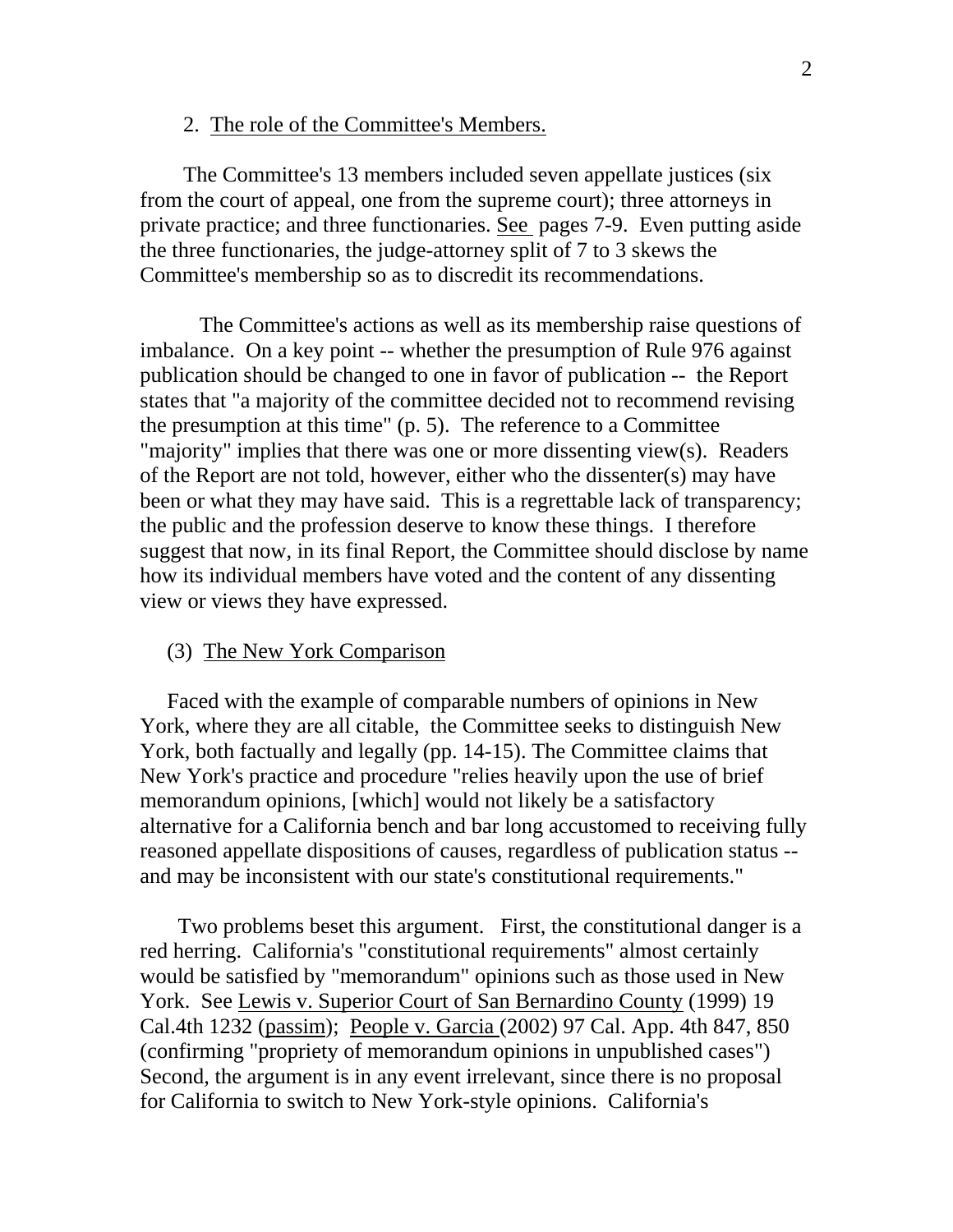2. <u>The role of the Committee's Members.</u>

The Committee's 13 members included seven appellate justices (six from the court of appeal, one from the supreme court); three attorneys in private practice; and three functionaries. <u>See</u> pages 7-9. Even putting aside the three functionaries, the judge-attorney split of 7 to 3 skews the Committee's membership so as to discredit its recommendations.

The Committee's actions as well as its membership raise questions of imbalance. On a key point -- whether the presumption of Rule 976 against publication should be changed to one in favor of publication -- the Report states that "a majority of the committee decided not to recommend revising the presumption at this time" (p. 5). The reference to a Committee "majority" implies that there was one or more dissenting view(s). Readers of the Report are not told, however, either who the dissenter(s) may have been or what they may have said. This is a regrettable lack of transparency; the public and the profession deserve to know these things. I therefore suggest that now, in its final Report, the Committee should disclose by name how its individual members have voted and the content of any dissenting view or views they have expressed.

(3) <u>The New York Comparison</u>

Faced with the example of comparable numbers of opinions in New York, where they are all citable, the Committee seeks to distinguish New York, both factually and legally (pp. 14-15). The Committee claims that New York's practice and procedure "relies heavily upon the use of brief memorandum opinions, [which] would not likely be a satisfactory alternative for a California bench and bar long accustomed to receiving fully reasoned appellate dispositions of causes, regardless of publication status -- and may be inconsistent with our state's constitutional requirements."

Two problems beset this argument. First, the constitutional danger is a red herring. California's "constitutional requirements" almost certainly would be satisfied by "memorandum" opinions such as those used in New York. See <u>Lewis v. Superior Court of San Bernardino County</u> (1999) 19 Cal.4th 1232 (<u>passim</u>); <u>People v. Garcia</u> (2002) 97 Cal. App. 4th 847, 850 (confirming "propriety of memorandum opinions in unpublished cases") Second, the argument is in any event irrelevant, since there is no proposal for California to switch to New York-style opinions. California's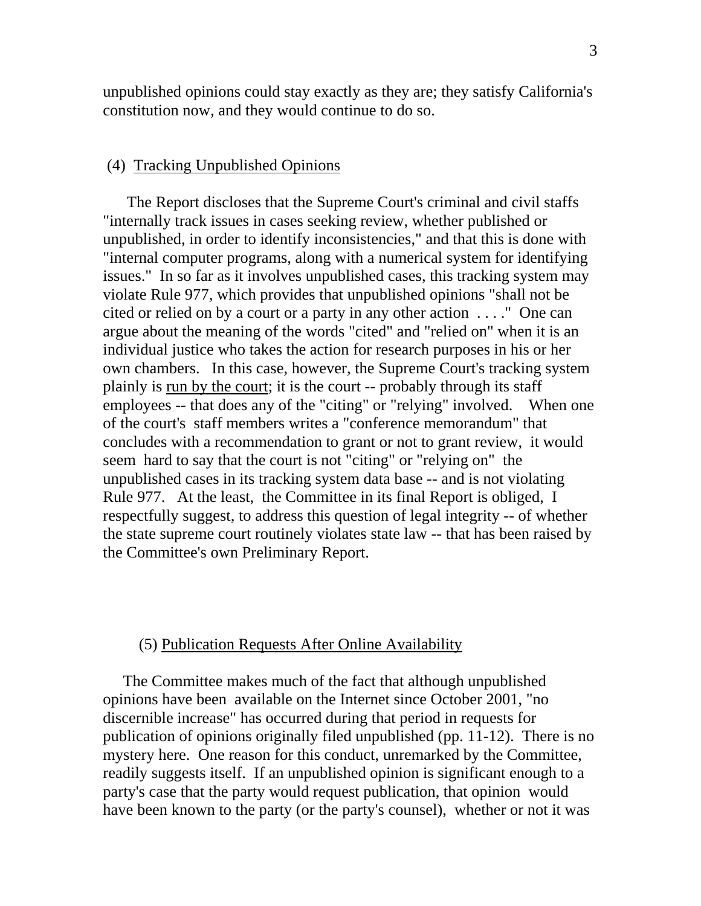unpublished opinions could stay exactly as they are; they satisfy California's constitution now, and they would continue to do so.

(4) Tracking Unpublished Opinions

The Report discloses that the Supreme Court's criminal and civil staffs "internally track issues in cases seeking review, whether published or unpublished, in order to identify inconsistencies," and that this is done with "internal computer programs, along with a numerical system for identifying issues." In so far as it involves unpublished cases, this tracking system may violate Rule 977, which provides that unpublished opinions "shall not be cited or relied on by a court or a party in any other action . . . ." One can argue about the meaning of the words "cited" and "relied on" when it is an individual justice who takes the action for research purposes in his or her own chambers. In this case, however, the Supreme Court's tracking system plainly is run by the court; it is the court -- probably through its staff employees -- that does any of the "citing" or "relying" involved. When one of the court's staff members writes a "conference memorandum" that concludes with a recommendation to grant or not to grant review, it would seem hard to say that the court is not "citing" or "relying on" the unpublished cases in its tracking system data base -- and is not violating Rule 977. At the least, the Committee in its final Report is obliged, I respectfully suggest, to address this question of legal integrity -- of whether the state supreme court routinely violates state law -- that has been raised by the Committee's own Preliminary Report.

(5) Publication Requests After Online Availability

The Committee makes much of the fact that although unpublished opinions have been available on the Internet since October 2001, "no discernible increase" has occurred during that period in requests for publication of opinions originally filed unpublished (pp. 11-12). There is no mystery here. One reason for this conduct, unremarked by the Committee, readily suggests itself. If an unpublished opinion is significant enough to a party's case that the party would request publication, that opinion would have been known to the party (or the party's counsel), whether or not it was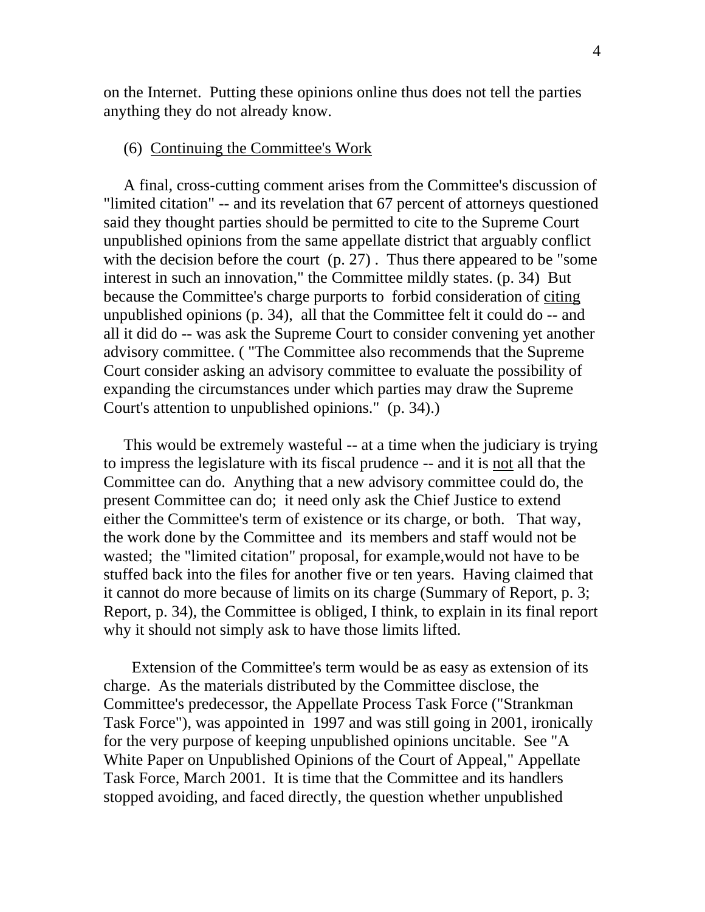on the Internet. Putting these opinions online thus does not tell the parties anything they do not already know.

(6) <u>Continuing the Committee's Work</u>

A final, cross-cutting comment arises from the Committee's discussion of "limited citation" -- and its revelation that 67 percent of attorneys questioned said they thought parties should be permitted to cite to the Supreme Court unpublished opinions from the same appellate district that arguably conflict with the decision before the court (p. 27) . Thus there appeared to be "some interest in such an innovation," the Committee mildly states. (p. 34) But because the Committee's charge purports to forbid consideration of <u>citing</u> unpublished opinions (p. 34), all that the Committee felt it could do -- and all it did do -- was ask the Supreme Court to consider convening yet another advisory committee. ( "The Committee also recommends that the Supreme Court consider asking an advisory committee to evaluate the possibility of expanding the circumstances under which parties may draw the Supreme Court's attention to unpublished opinions." (p. 34).)

This would be extremely wasteful -- at a time when the judiciary is trying to impress the legislature with its fiscal prudence -- and it is <u>not</u> all that the Committee can do. Anything that a new advisory committee could do, the present Committee can do; it need only ask the Chief Justice to extend either the Committee's term of existence or its charge, or both. That way, the work done by the Committee and its members and staff would not be wasted; the "limited citation" proposal, for example,would not have to be stuffed back into the files for another five or ten years. Having claimed that it cannot do more because of limits on its charge (Summary of Report, p. 3; Report, p. 34), the Committee is obliged, I think, to explain in its final report why it should not simply ask to have those limits lifted.

Extension of the Committee's term would be as easy as extension of its charge. As the materials distributed by the Committee disclose, the Committee's predecessor, the Appellate Process Task Force ("Strankman Task Force"), was appointed in 1997 and was still going in 2001, ironically for the very purpose of keeping unpublished opinions uncitable. See "A White Paper on Unpublished Opinions of the Court of Appeal," Appellate Task Force, March 2001. It is time that the Committee and its handlers stopped avoiding, and faced directly, the question whether unpublished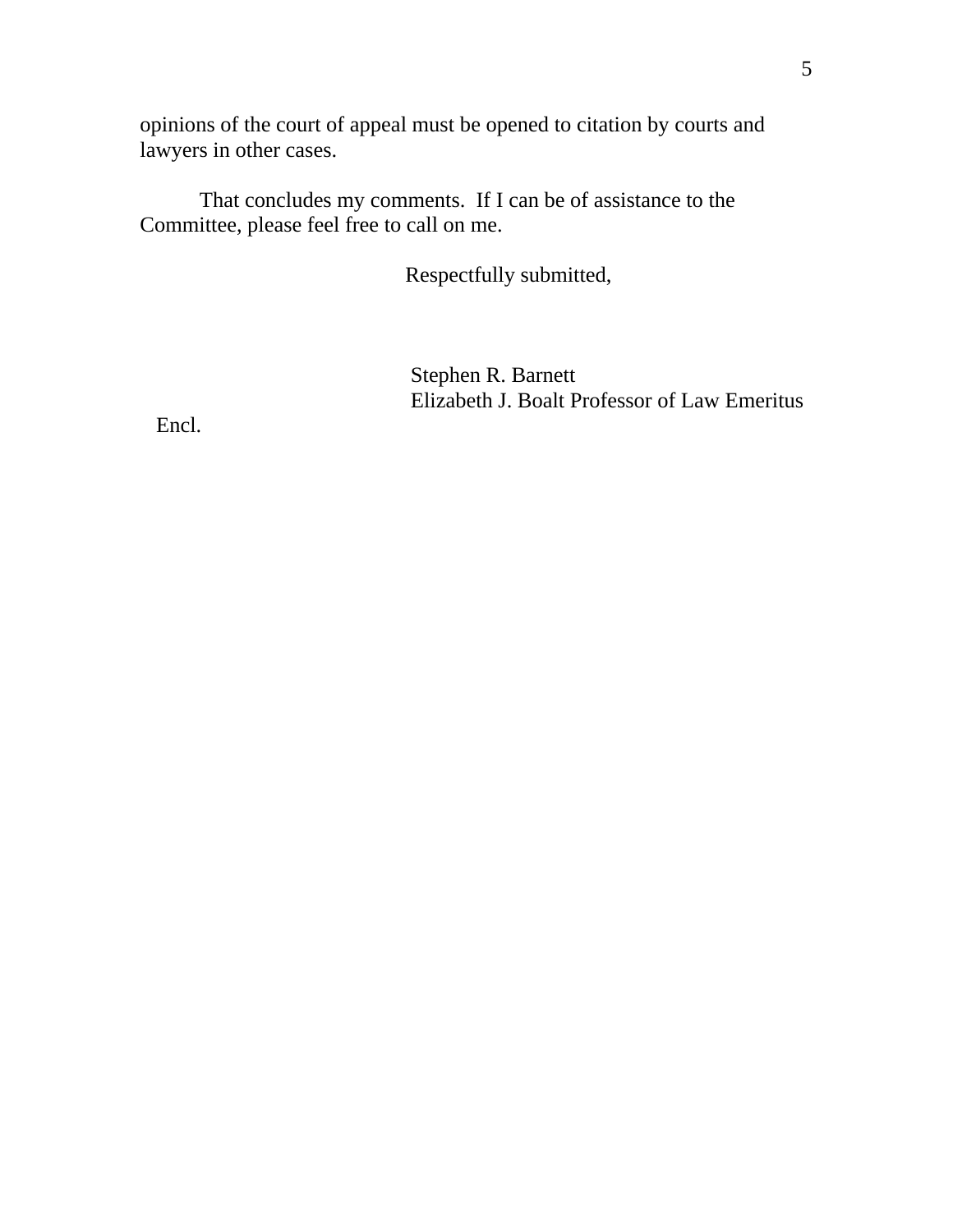opinions of the court of appeal must be opened to citation by courts and lawyers in other cases.

That concludes my comments. If I can be of assistance to the Committee, please feel free to call on me.

Respectfully submitted,

Stephen R. Barnett
Elizabeth J. Boalt Professor of Law Emeritus

Encl.